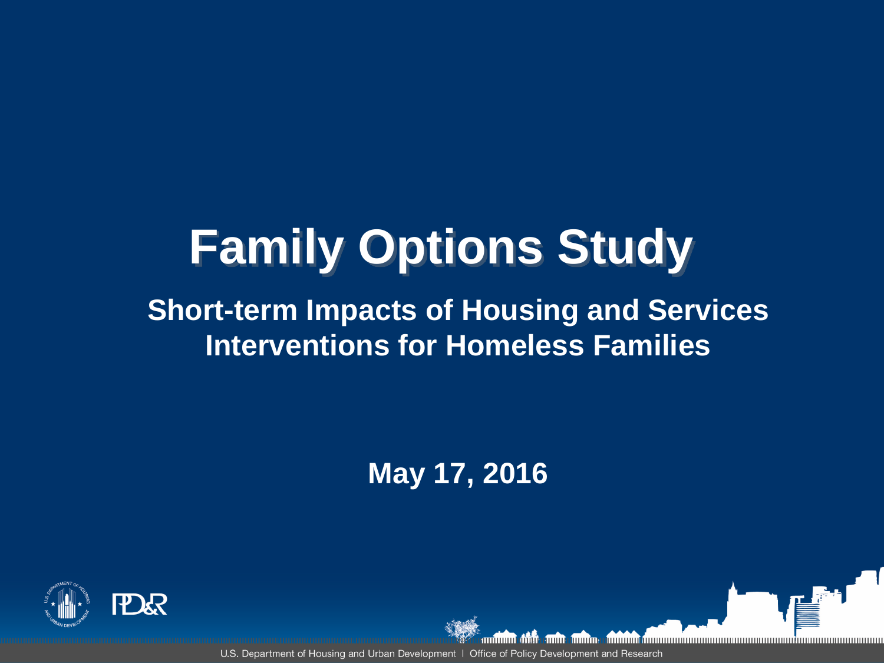# Family Options Study

## Short-term Impacts of Housing and Services Interventions for Homeless Families

**May 17, 2016**

U.S. Department of Housing and Urban Development | Office of Policy Development and Research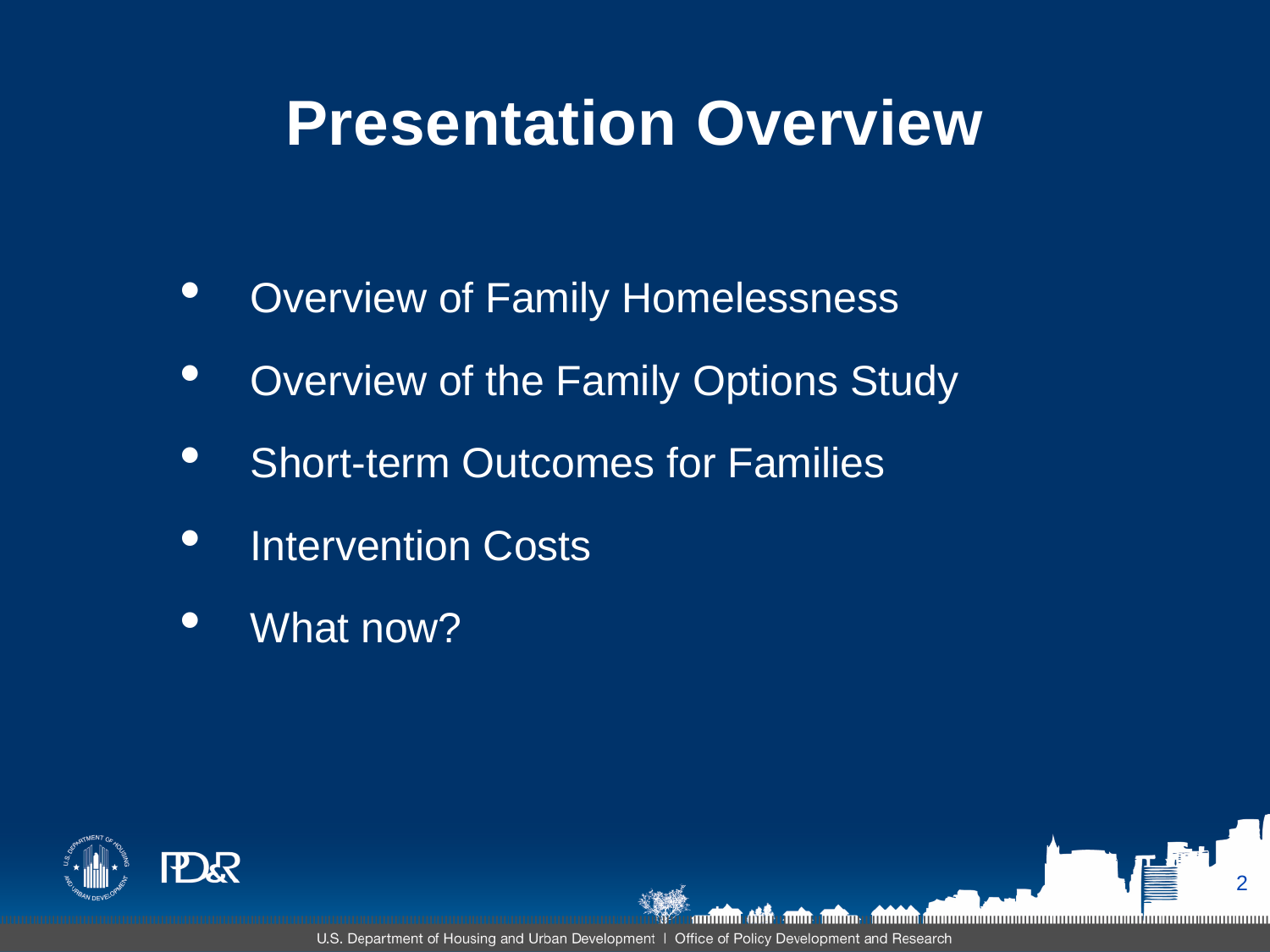# Presentation Overview

- Overview of Family Homelessness
- Overview of the Family Options Study
- Short-term Outcomes for Families
- Intervention Costs
- What now?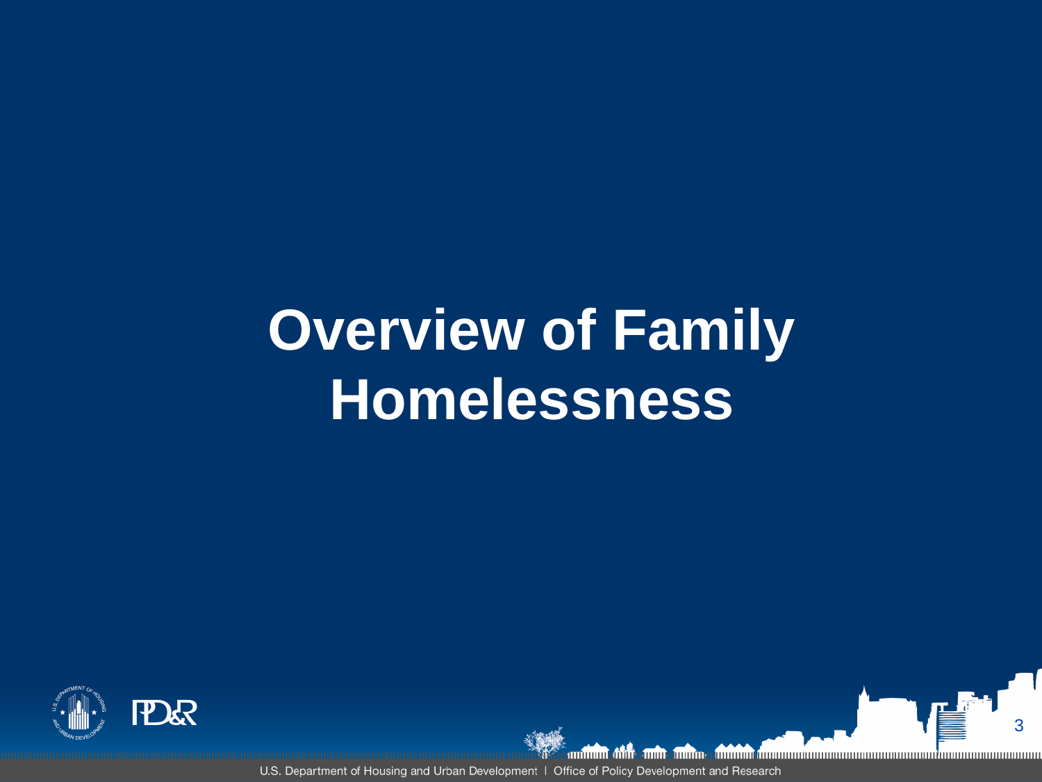# Overview of Family Homelessness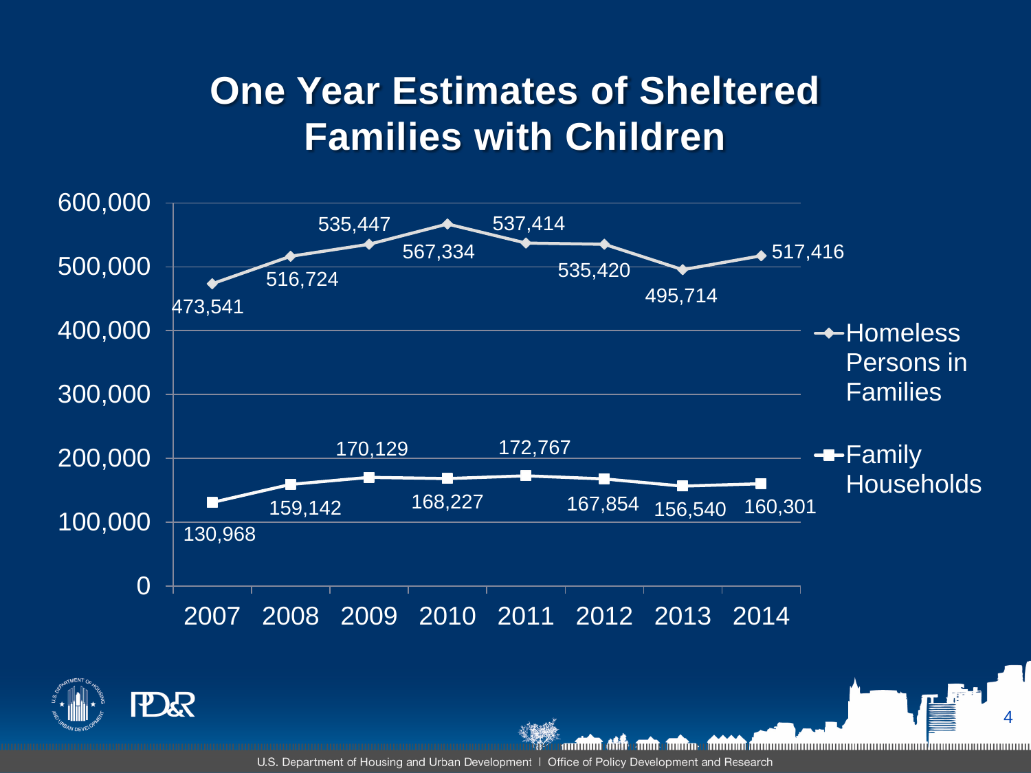# One Year Estimates of Sheltered Families with Children

| Year | Homeless Persons in Families | Family Households |
|---|---|---|
| 2007 | 473,541 | 130,968 |
| 2008 | 516,724 | 159,142 |
| 2009 | 535,447 | 170,129 |
| 2010 | 567,334 | 168,227 |
| 2011 | 537,414 | 172,767 |
| 2012 | 535,420 | 167,854 |
| 2013 | 495,714 | 156,540 |
| 2014 | 517,416 | 160,301 |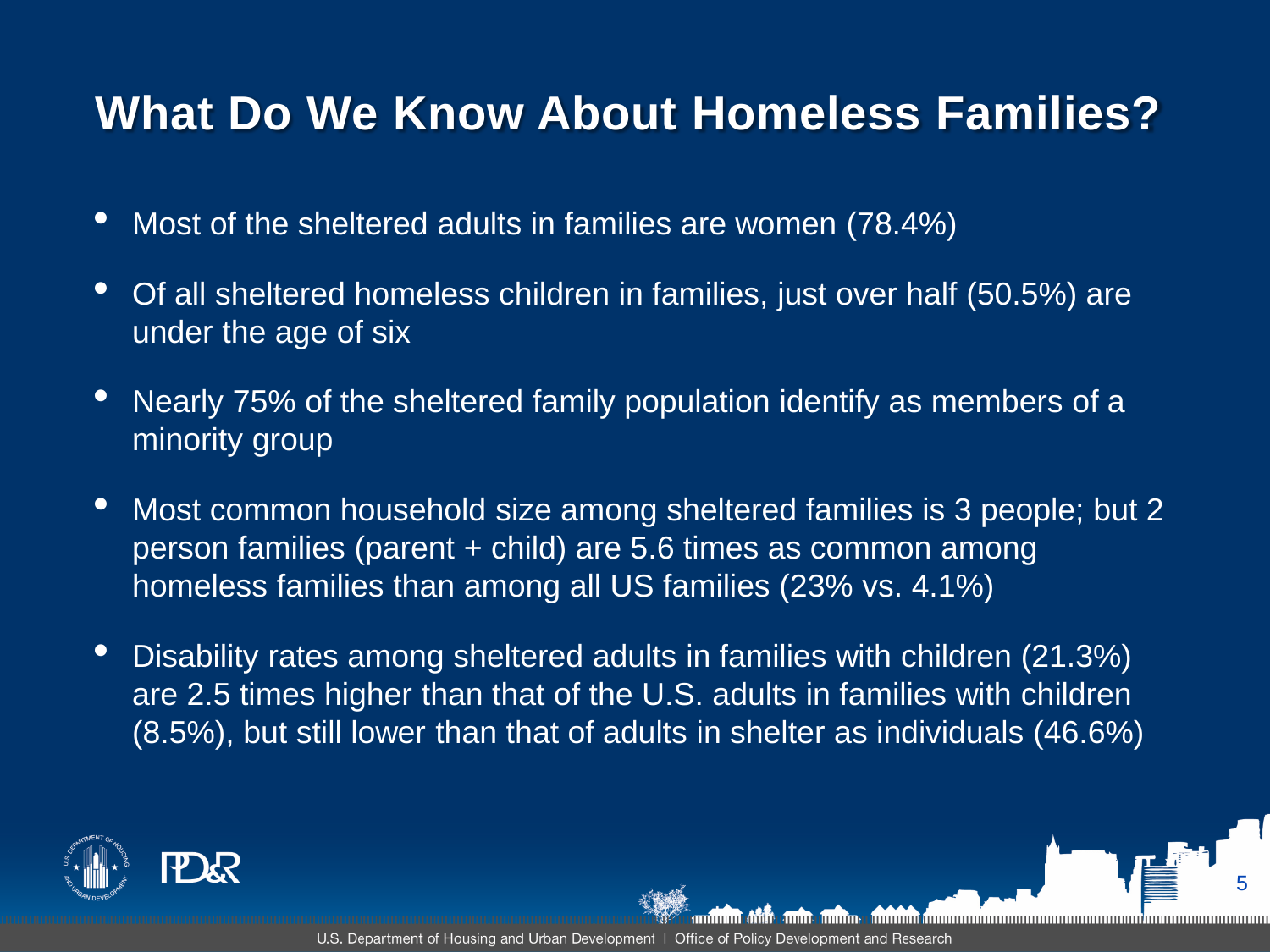# What Do We Know About Homeless Families?

- Most of the sheltered adults in families are women (78.4%)
- Of all sheltered homeless children in families, just over half (50.5%) are under the age of six
- Nearly 75% of the sheltered family population identify as members of a minority group
- Most common household size among sheltered families is 3 people; but 2 person families (parent + child) are 5.6 times as common among homeless families than among all US families (23% vs. 4.1%)
- Disability rates among sheltered adults in families with children (21.3%) are 2.5 times higher than that of the U.S. adults in families with children (8.5%), but still lower than that of adults in shelter as individuals (46.6%)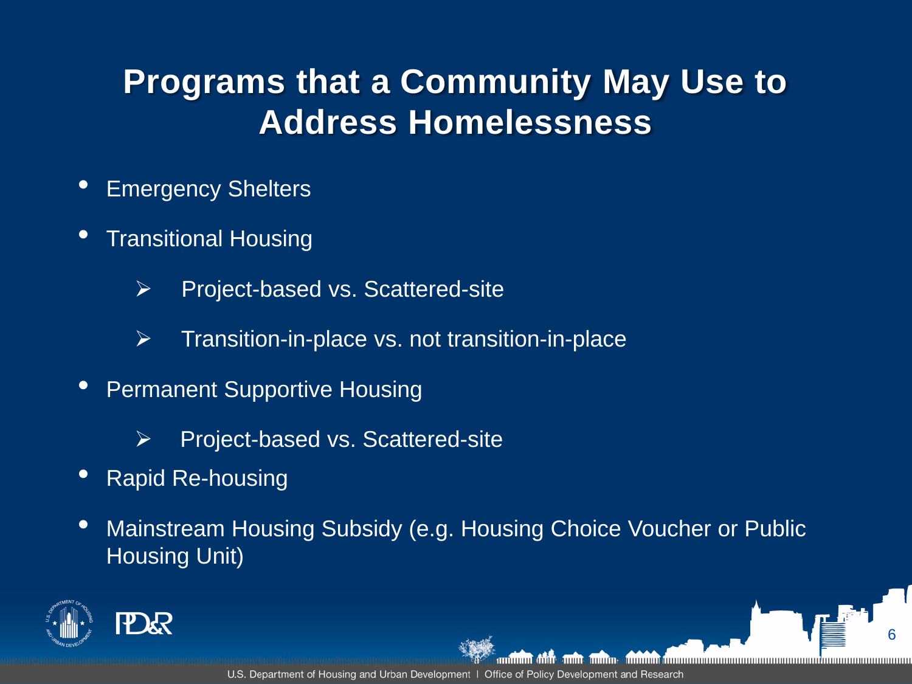# Programs that a Community May Use to Address Homelessness

- Emergency Shelters
- Transitional Housing
  - Project-based vs. Scattered-site
  - Transition-in-place vs. not transition-in-place
- Permanent Supportive Housing
  - Project-based vs. Scattered-site
- Rapid Re-housing
- Mainstream Housing Subsidy (e.g. Housing Choice Voucher or Public Housing Unit)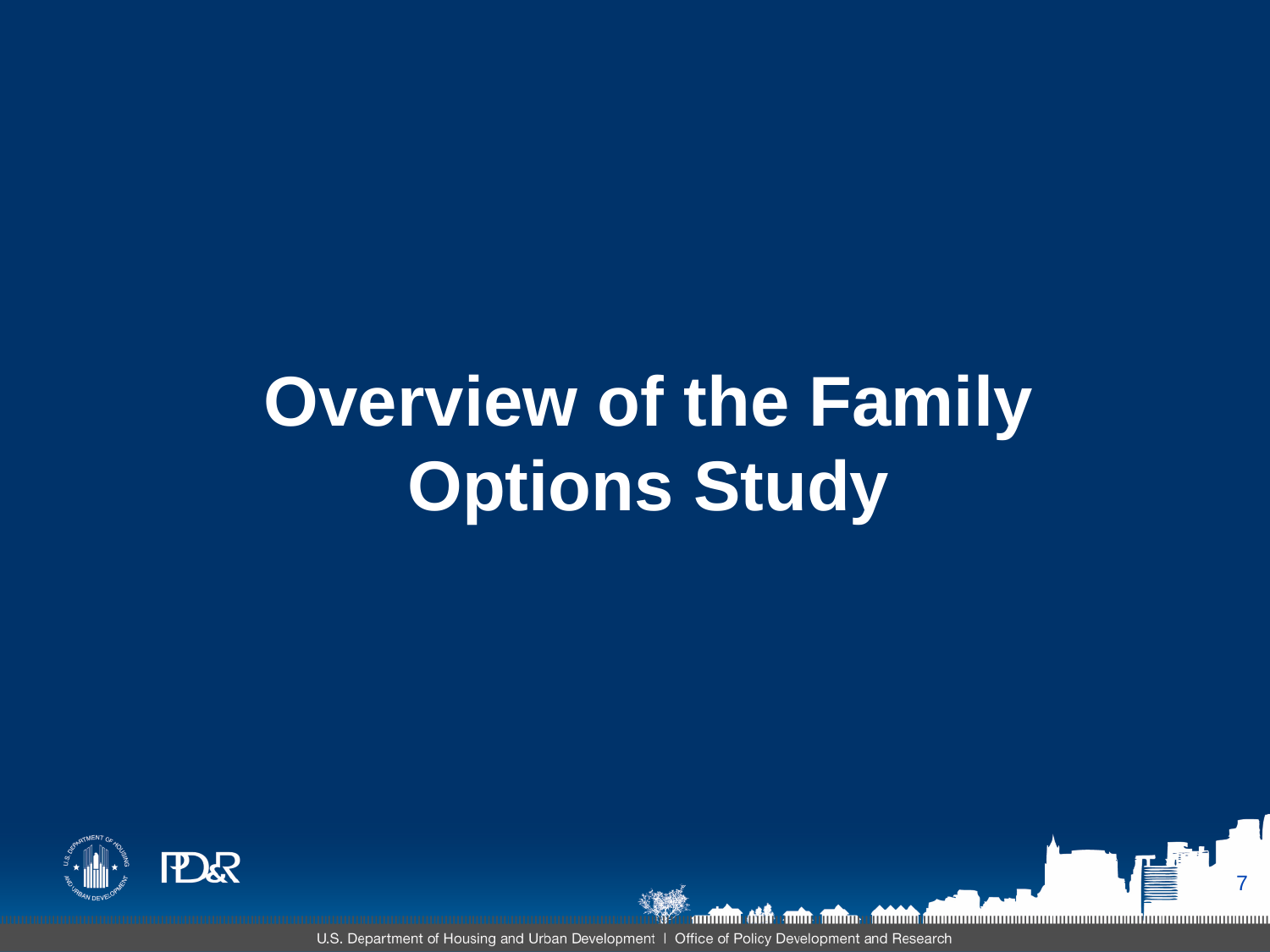# Overview of the Family Options Study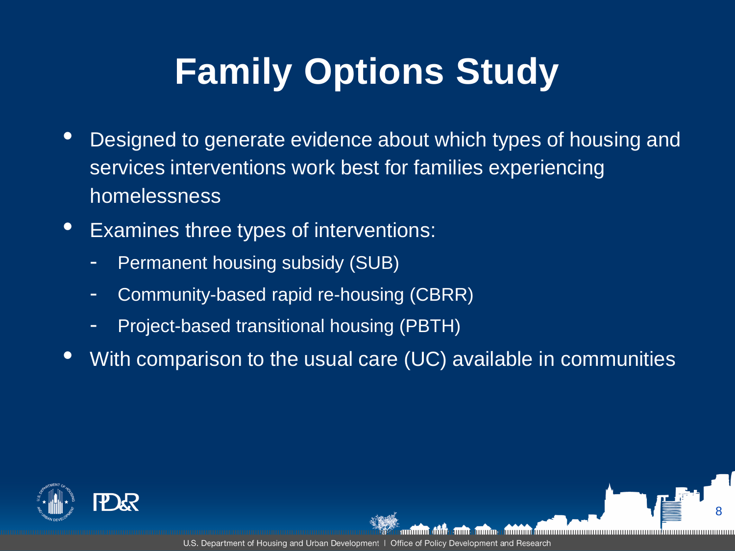# Family Options Study

- Designed to generate evidence about which types of housing and services interventions work best for families experiencing homelessness
- Examines three types of interventions:
  - Permanent housing subsidy (SUB)
  - Community-based rapid re-housing (CBRR)
  - Project-based transitional housing (PBTH)
- With comparison to the usual care (UC) available in communities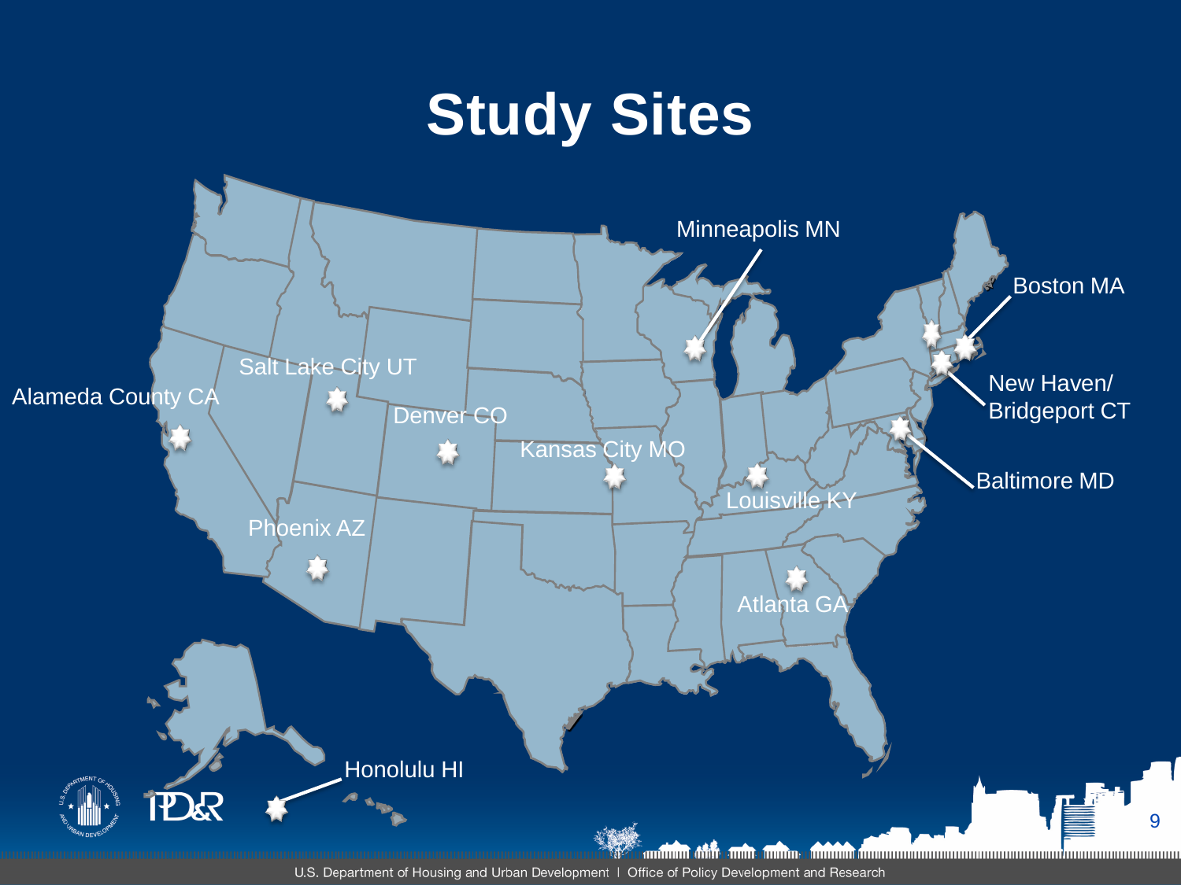# Study Sites

- Alameda County CA
- Salt Lake City UT
- Denver CO
- Kansas City MO
- Minneapolis MN
- Boston MA
- New Haven/ Bridgeport CT
- Baltimore MD
- Louisville KY
- Phoenix AZ
- Atlanta GA
- Honolulu HI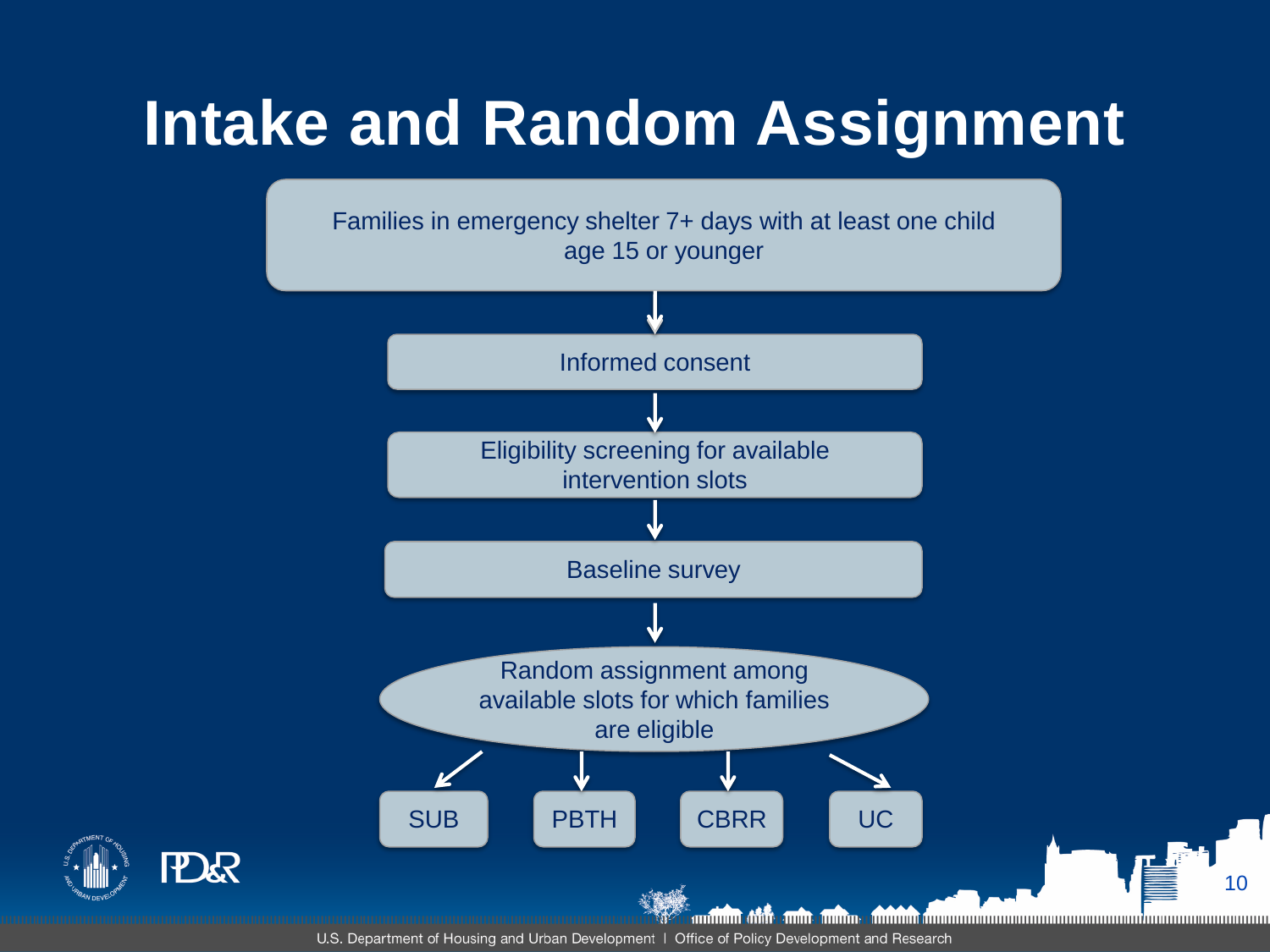# Intake and Random Assignment

Families in emergency shelter 7+ days with at least one child age 15 or younger

↓

Informed consent

↓

Eligibility screening for available intervention slots

↓

Baseline survey

↓

Random assignment among available slots for which families are eligible

↓

- SUB
- PBTH
- CBRR
- UC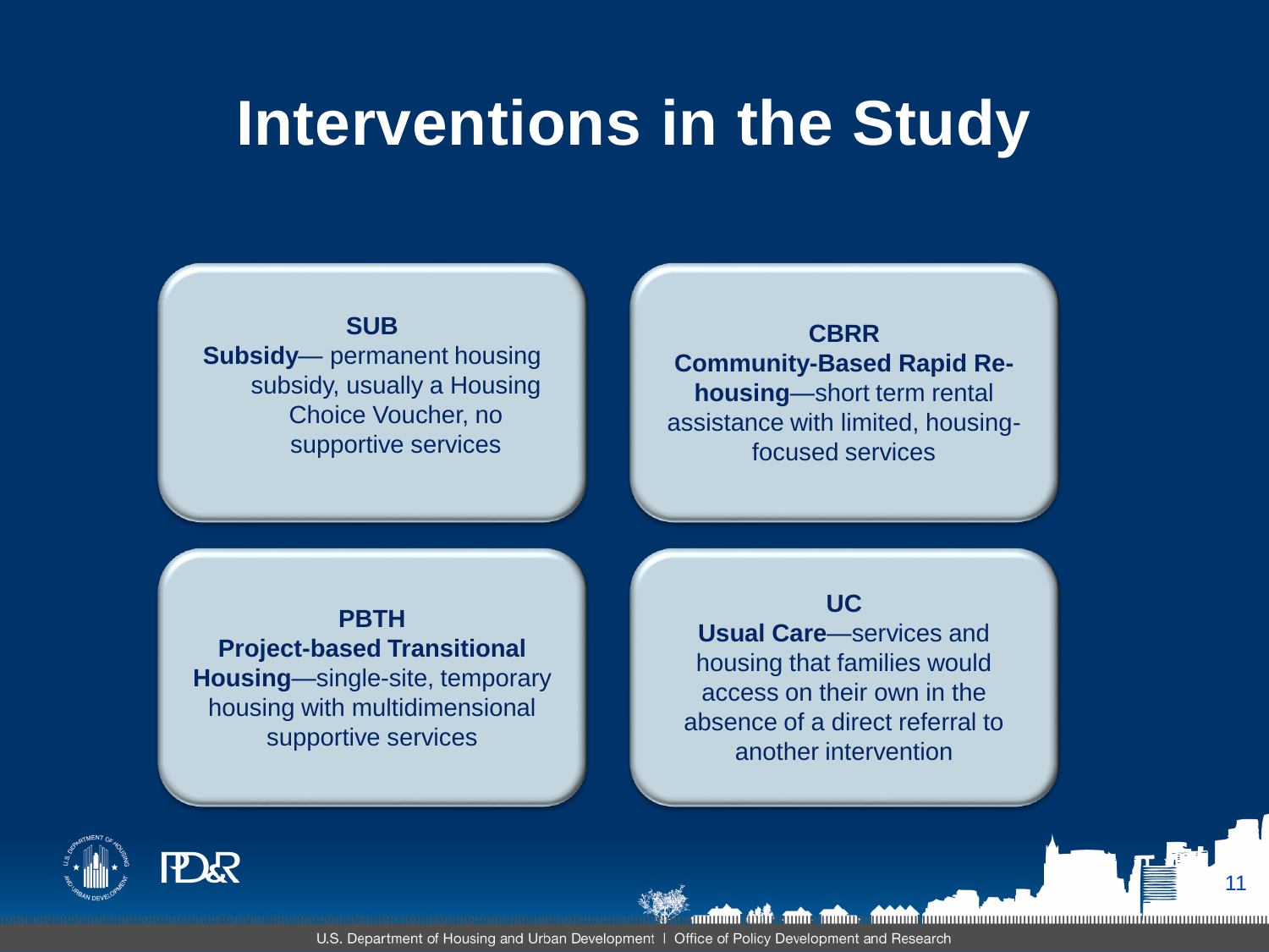# Interventions in the Study

**SUB**
**Subsidy**— permanent housing subsidy, usually a Housing Choice Voucher, no supportive services

**CBRR**
**Community-Based Rapid Re-housing**—short term rental assistance with limited, housing-focused services

**PBTH**
**Project-based Transitional Housing**—single-site, temporary housing with multidimensional supportive services

**UC**
**Usual Care**—services and housing that families would access on their own in the absence of a direct referral to another intervention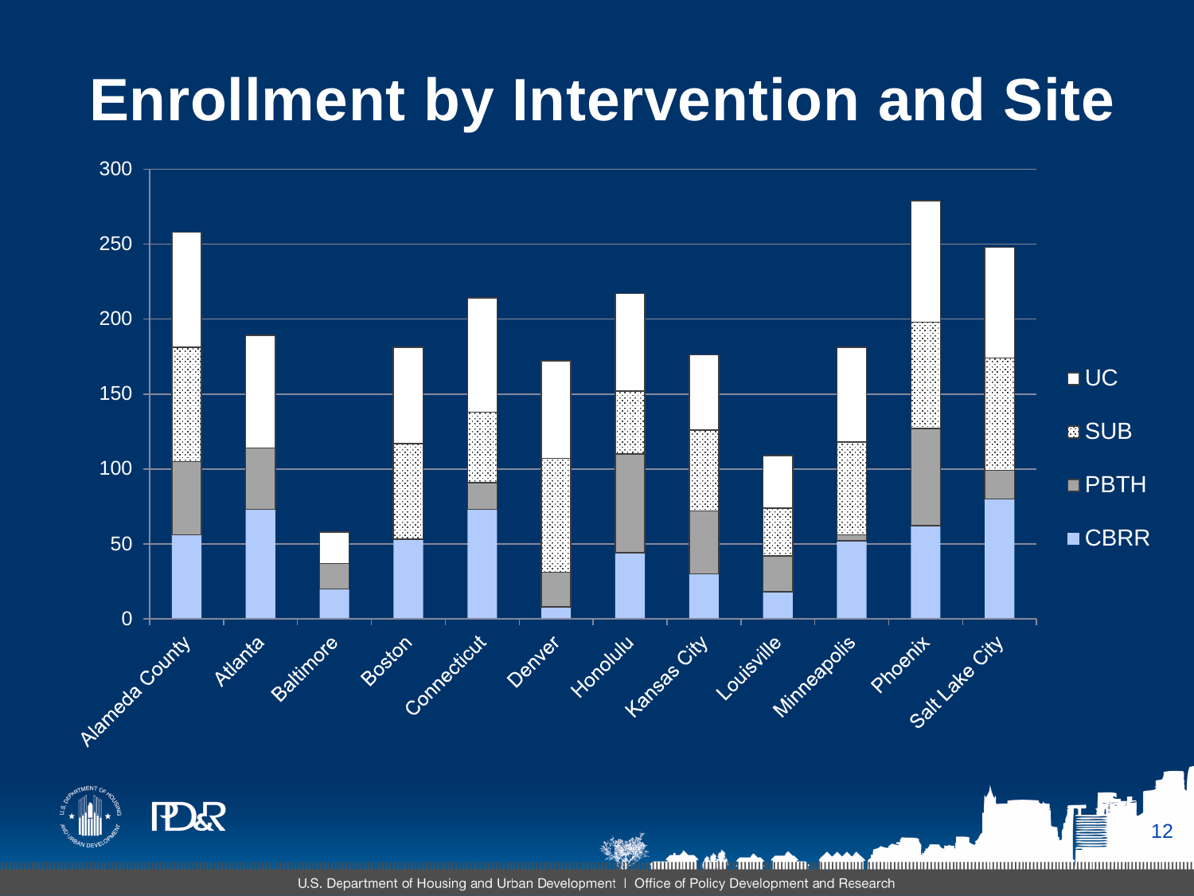# Enrollment by Intervention and Site

| Site | CBRR | PBTH | SUB | UC |
|---|---|---|---|---|
| Alameda County | 56 | 49 | 76 | 77 |
| Atlanta | 73 | 41 | | 75 |
| Baltimore | 20 | 17 | | 21 |
| Boston | 53 | | 64 | 64 |
| Connecticut | 73 | 18 | 47 | 76 |
| Denver | 8 | 23 | 76 | 65 |
| Honolulu | 44 | 66 | 42 | 65 |
| Kansas City | 30 | 42 | 54 | 50 |
| Louisville | 18 | 24 | 32 | 35 |
| Minneapolis | 52 | 4 | 62 | 63 |
| Phoenix | 62 | 65 | 71 | 81 |
| Salt Lake City | 80 | 19 | 75 | 74 |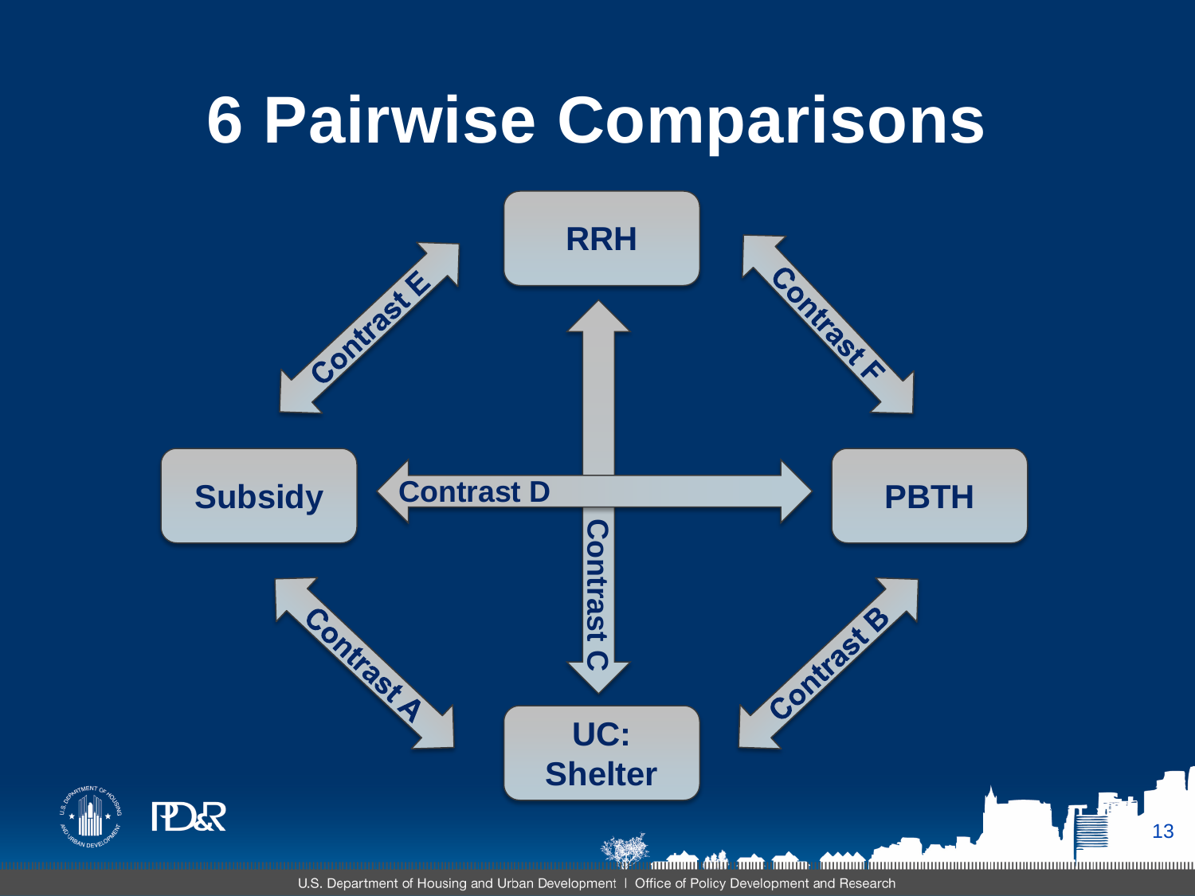# 6 Pairwise Comparisons

- Contrast A: Subsidy ↔ UC: Shelter
- Contrast B: PBTH ↔ UC: Shelter
- Contrast C: RRH ↔ UC: Shelter
- Contrast D: Subsidy ↔ PBTH
- Contrast E: Subsidy ↔ RRH
- Contrast F: RRH ↔ PBTH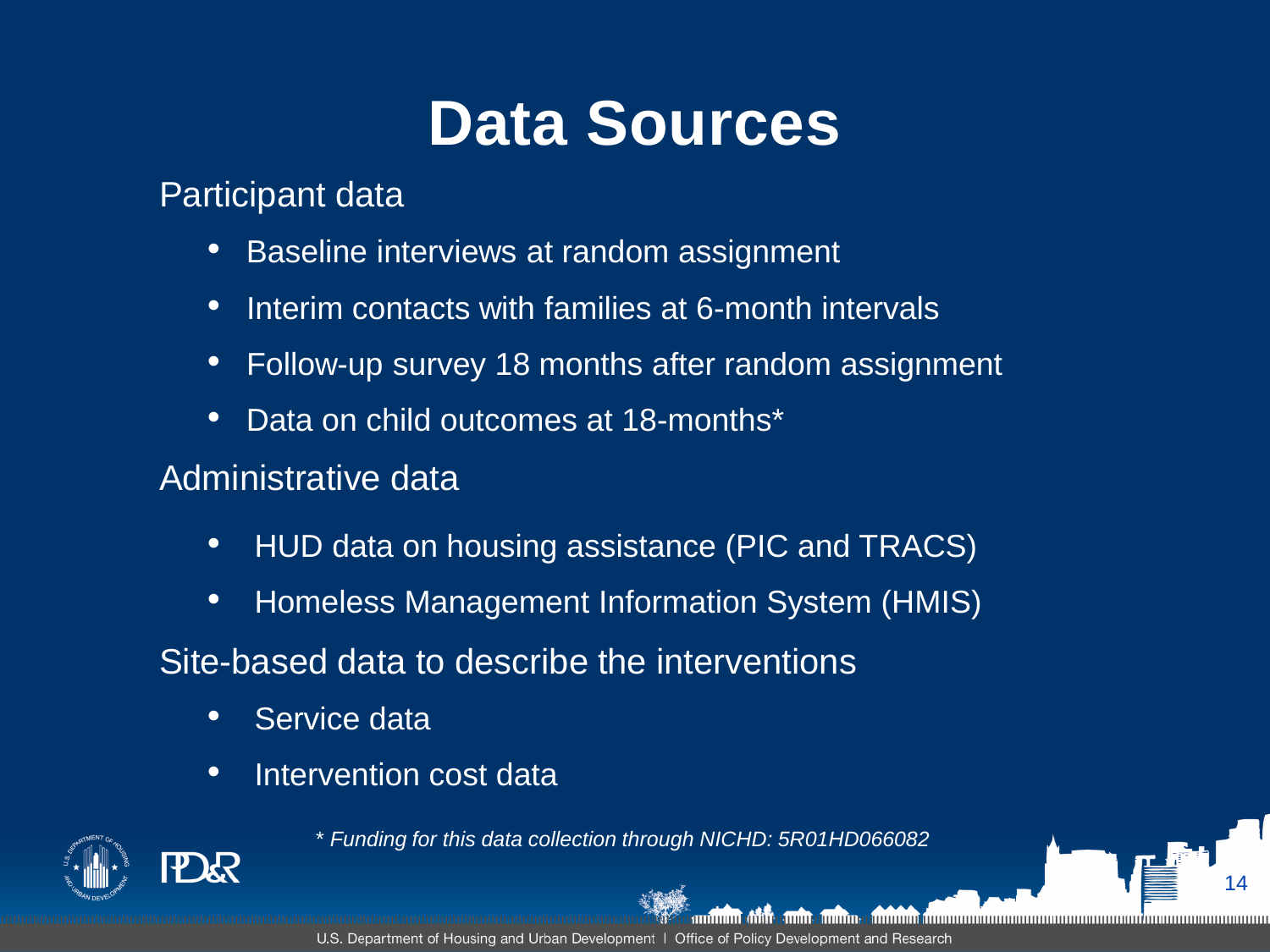# Data Sources

Participant data

- Baseline interviews at random assignment
- Interim contacts with families at 6-month intervals
- Follow-up survey 18 months after random assignment
- Data on child outcomes at 18-months*

Administrative data

- HUD data on housing assistance (PIC and TRACS)
- Homeless Management Information System (HMIS)

Site-based data to describe the interventions

- Service data
- Intervention cost data

*\* Funding for this data collection through NICHD: 5R01HD066082*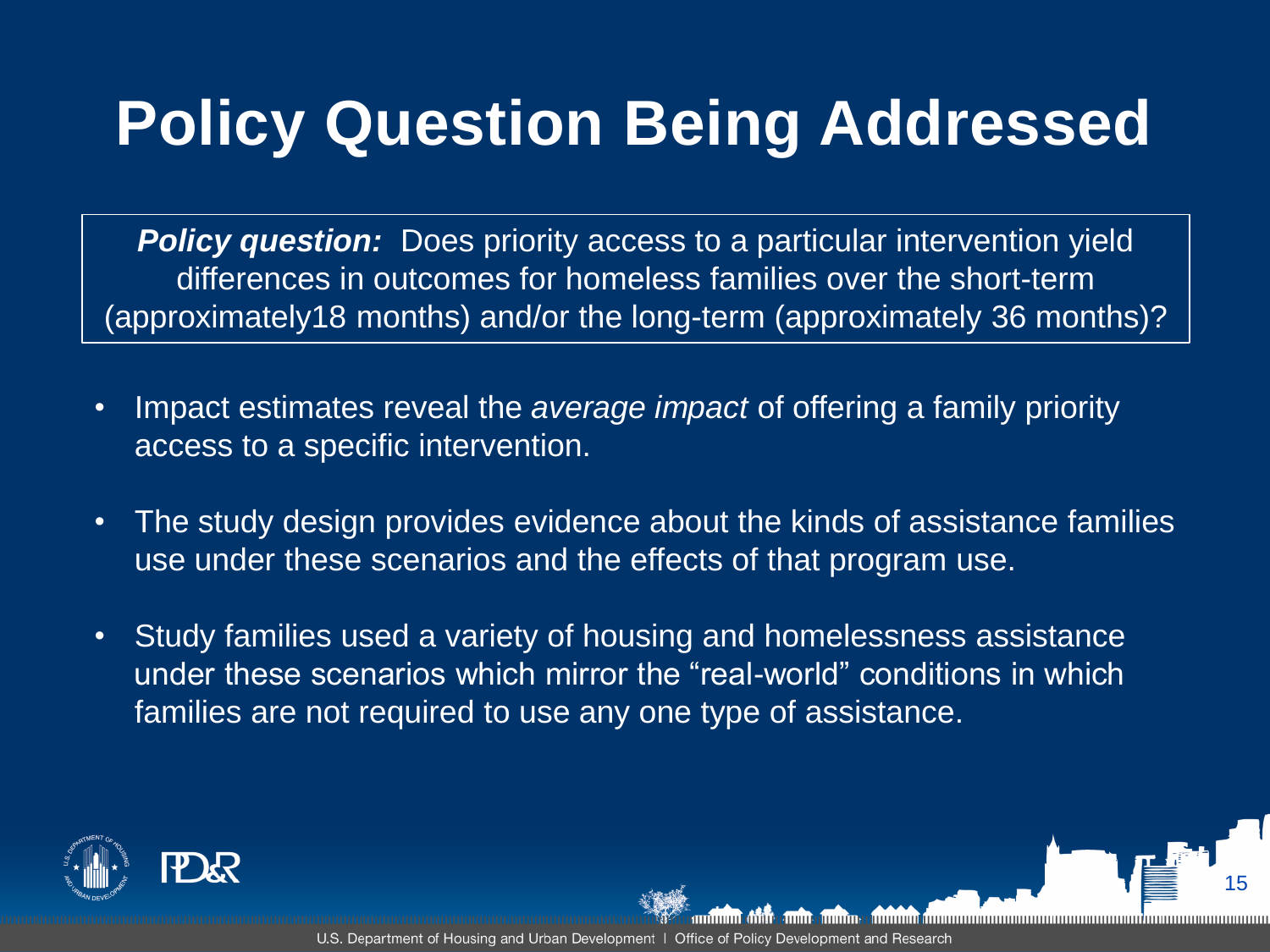# Policy Question Being Addressed

***Policy question:*** Does priority access to a particular intervention yield differences in outcomes for homeless families over the short-term (approximately18 months) and/or the long-term (approximately 36 months)?

- Impact estimates reveal the *average impact* of offering a family priority access to a specific intervention.
- The study design provides evidence about the kinds of assistance families use under these scenarios and the effects of that program use.
- Study families used a variety of housing and homelessness assistance under these scenarios which mirror the "real-world" conditions in which families are not required to use any one type of assistance.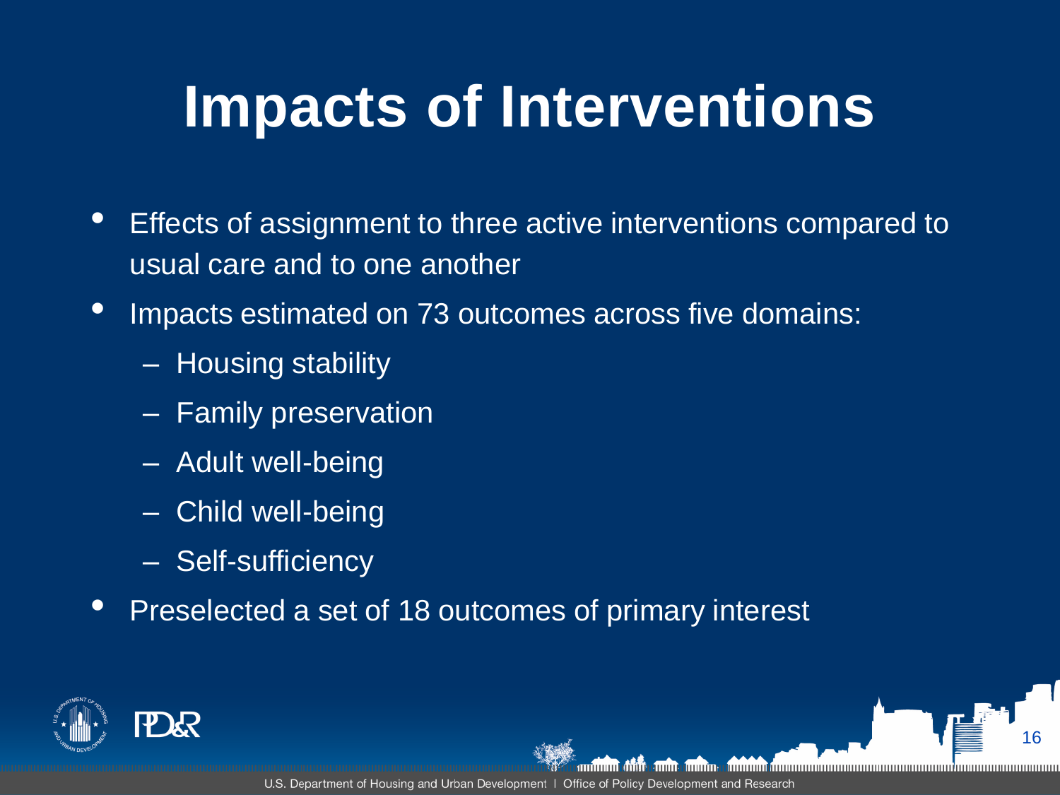# Impacts of Interventions

- Effects of assignment to three active interventions compared to usual care and to one another
- Impacts estimated on 73 outcomes across five domains:
  - Housing stability
  - Family preservation
  - Adult well-being
  - Child well-being
  - Self-sufficiency
- Preselected a set of 18 outcomes of primary interest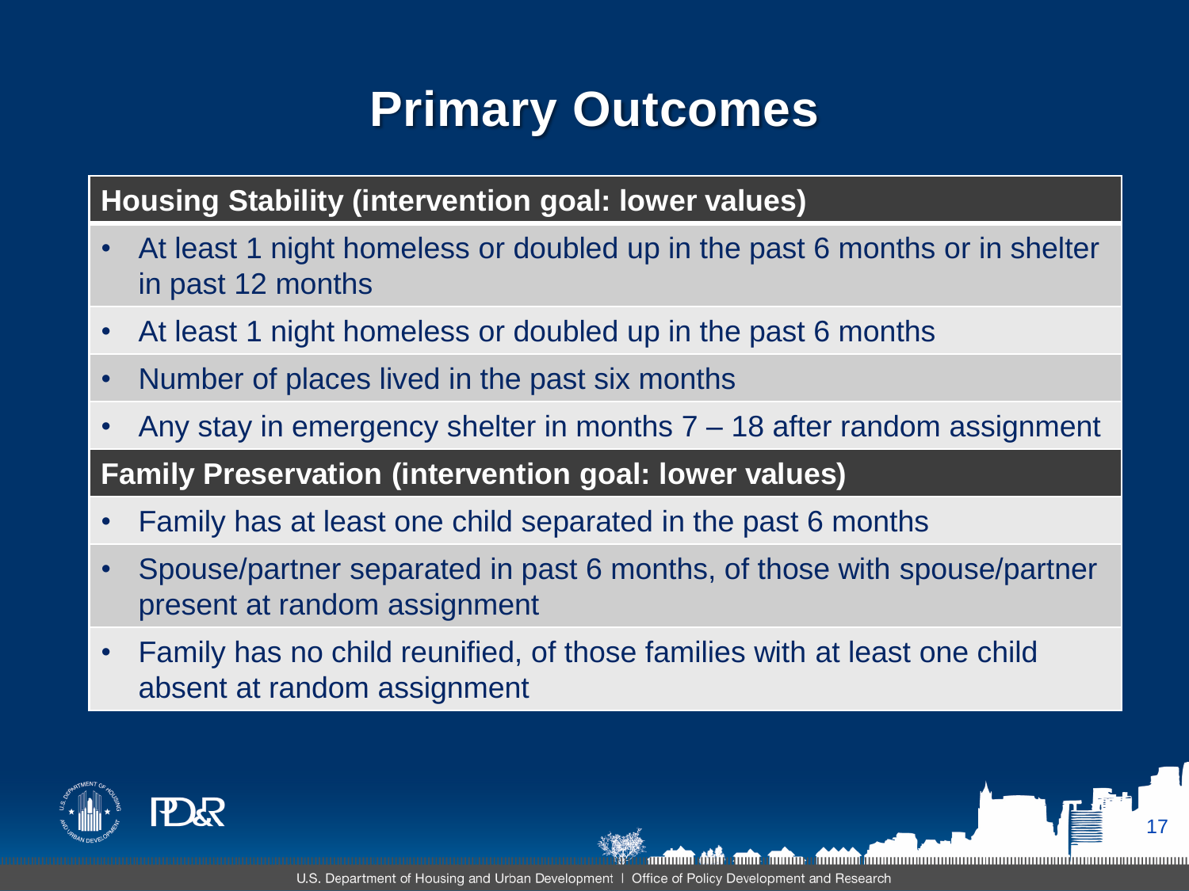# Primary Outcomes

**Housing Stability (intervention goal: lower values)**

- At least 1 night homeless or doubled up in the past 6 months or in shelter in past 12 months
- At least 1 night homeless or doubled up in the past 6 months
- Number of places lived in the past six months
- Any stay in emergency shelter in months 7 – 18 after random assignment

**Family Preservation (intervention goal: lower values)**

- Family has at least one child separated in the past 6 months
- Spouse/partner separated in past 6 months, of those with spouse/partner present at random assignment
- Family has no child reunified, of those families with at least one child absent at random assignment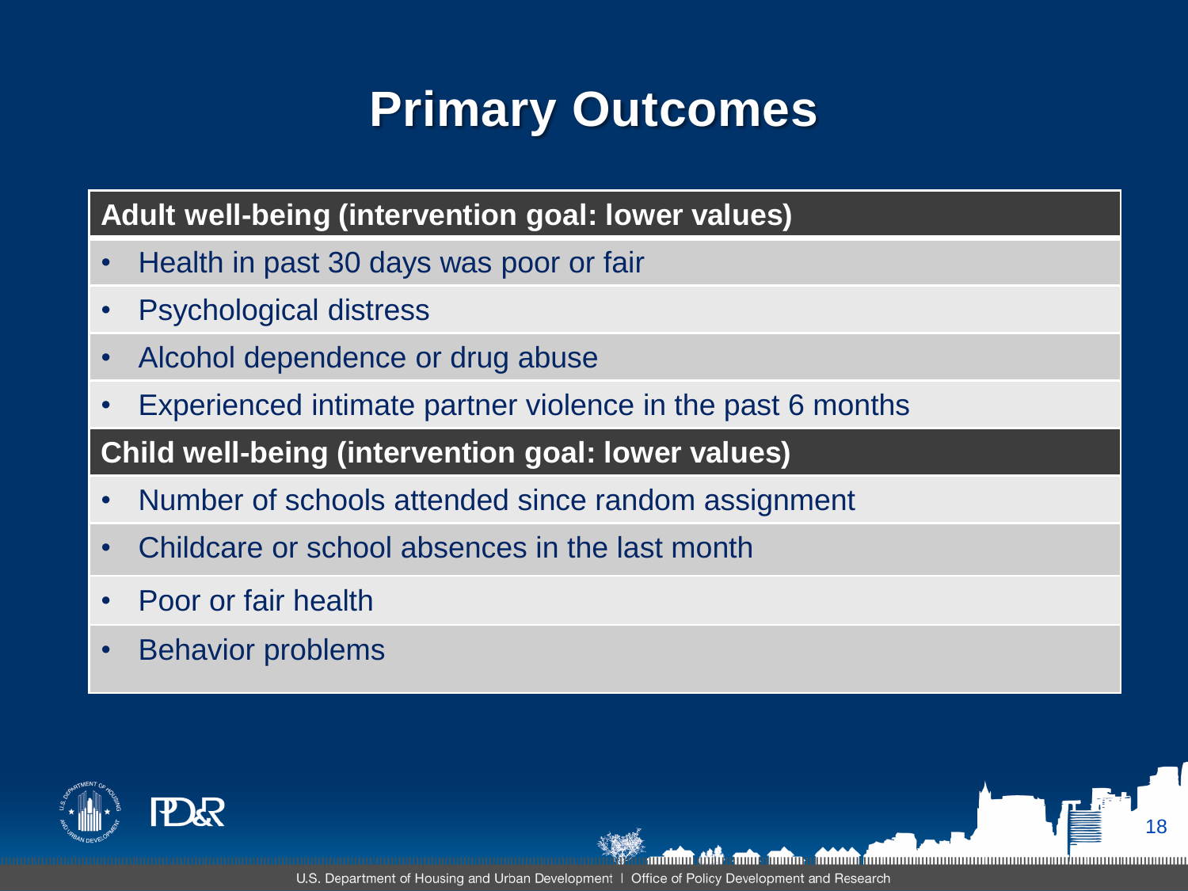# Primary Outcomes

**Adult well-being (intervention goal: lower values)**

- Health in past 30 days was poor or fair
- Psychological distress
- Alcohol dependence or drug abuse
- Experienced intimate partner violence in the past 6 months

**Child well-being (intervention goal: lower values)**

- Number of schools attended since random assignment
- Childcare or school absences in the last month
- Poor or fair health
- Behavior problems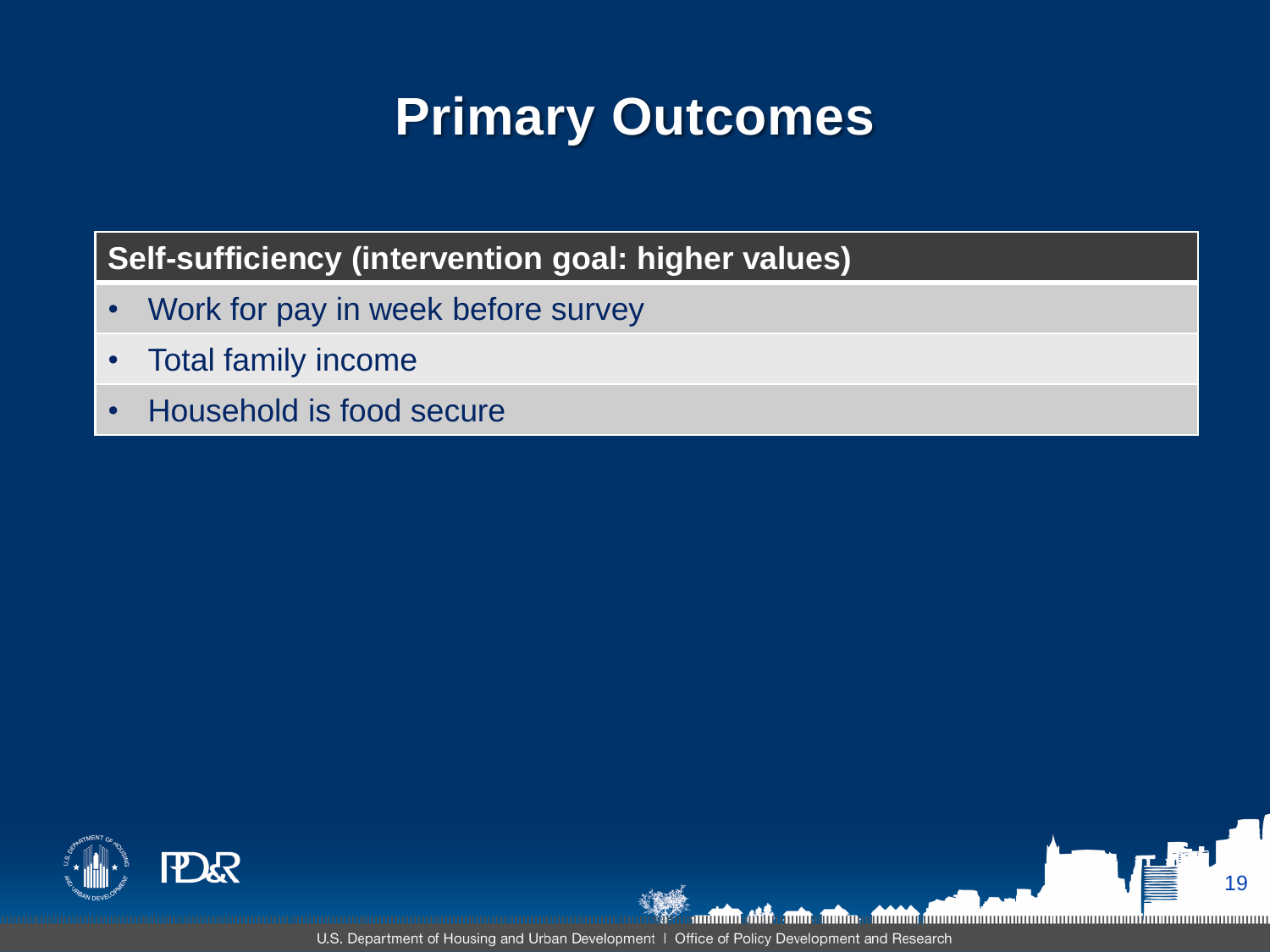# Primary Outcomes

| Self-sufficiency (intervention goal: higher values) |
| --- |
| • Work for pay in week before survey |
| • Total family income |
| • Household is food secure |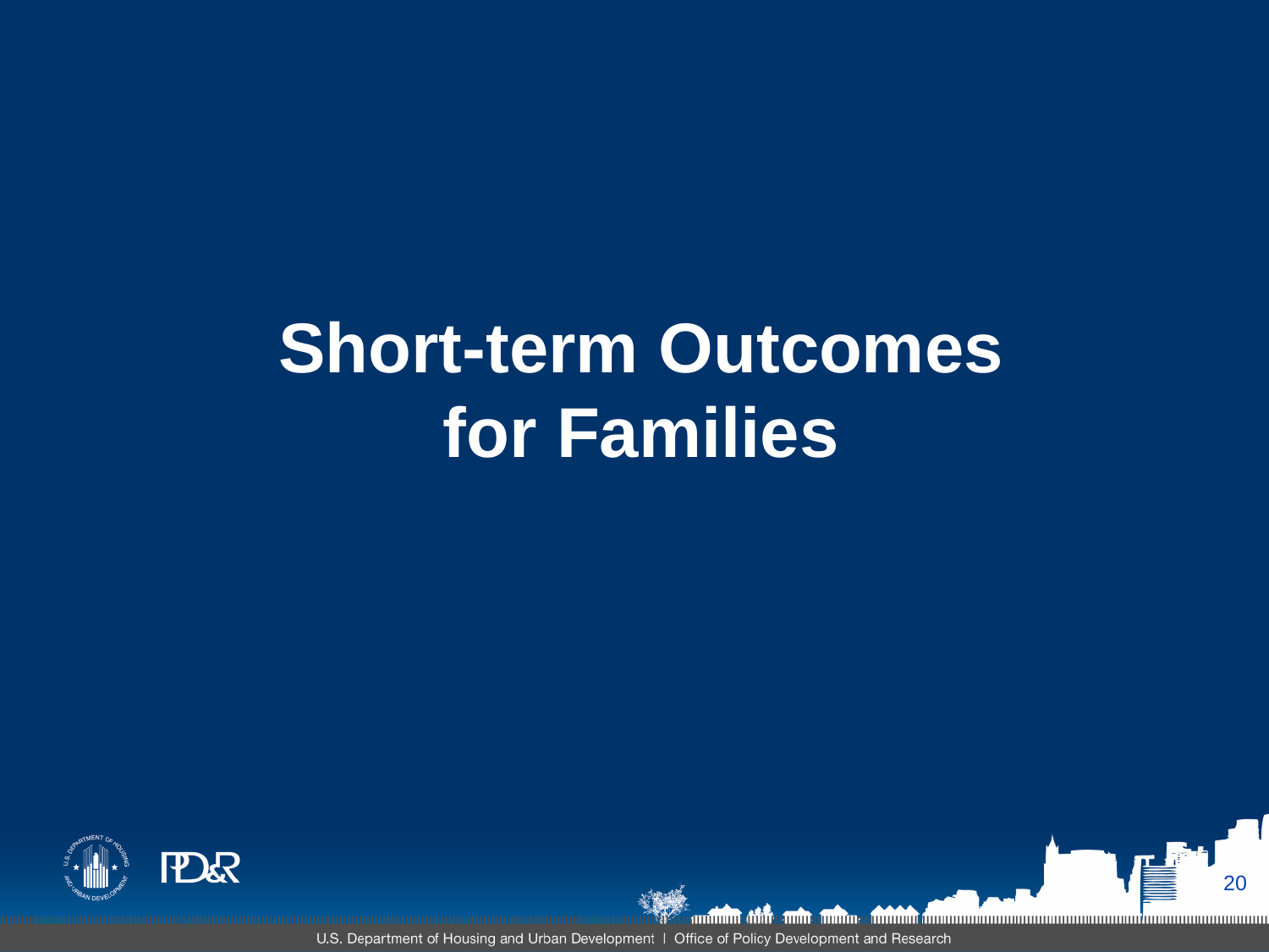# Short-term Outcomes for Families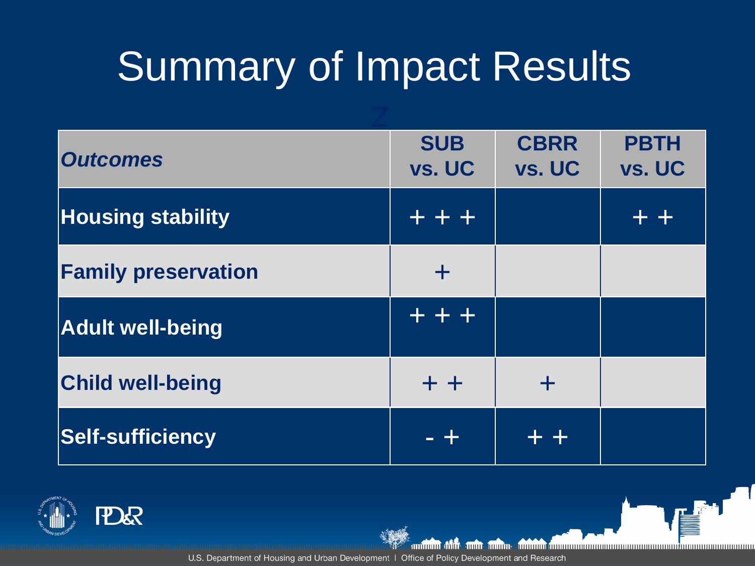# Summary of Impact Results

| *Outcomes* | SUB vs. UC | CBRR vs. UC | PBTH vs. UC |
|---|---|---|---|
| **Housing stability** | + + + | | + + |
| **Family preservation** | + | | |
| **Adult well-being** | + + + | | |
| **Child well-being** | + + | + | |
| **Self-sufficiency** | - + | + + | |

U.S. Department of Housing and Urban Development | Office of Policy Development and Research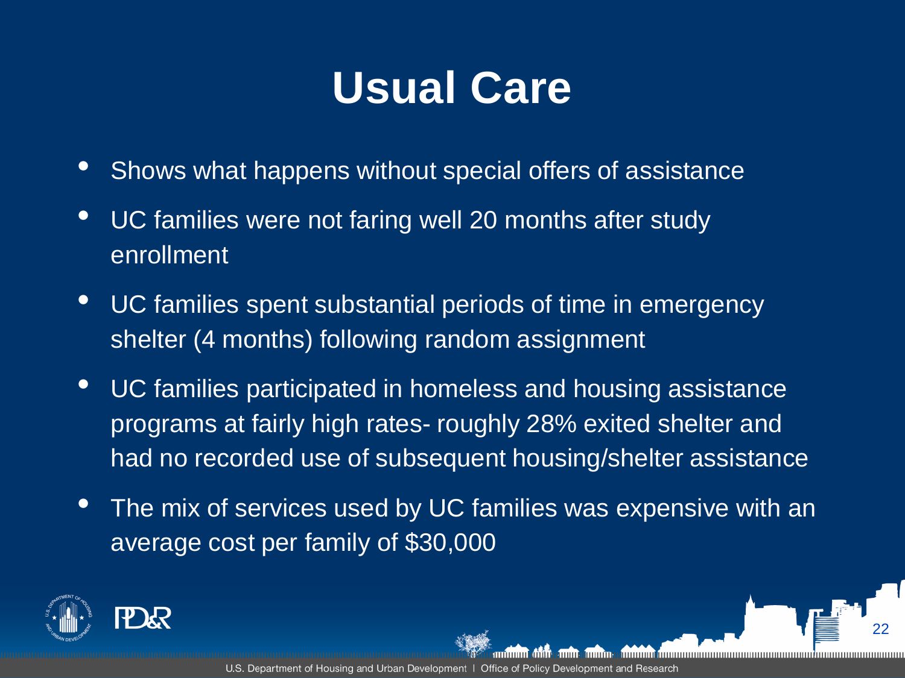# Usual Care

- Shows what happens without special offers of assistance
- UC families were not faring well 20 months after study enrollment
- UC families spent substantial periods of time in emergency shelter (4 months) following random assignment
- UC families participated in homeless and housing assistance programs at fairly high rates- roughly 28% exited shelter and had no recorded use of subsequent housing/shelter assistance
- The mix of services used by UC families was expensive with an average cost per family of $30,000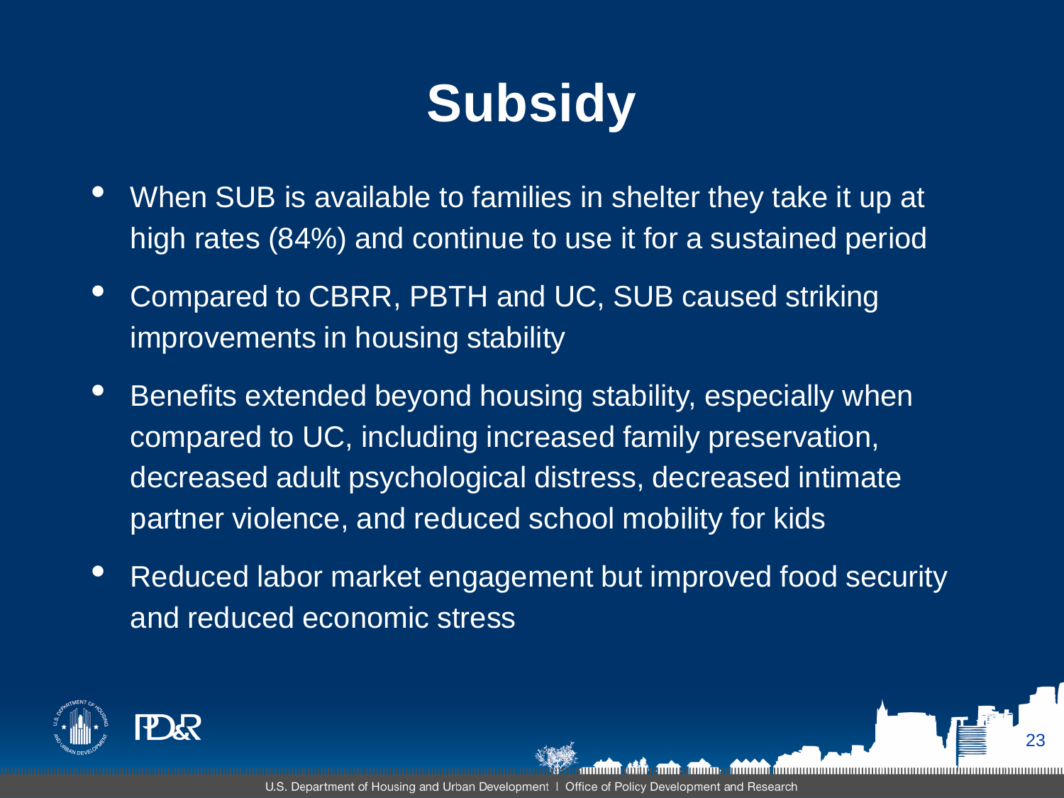# Subsidy

- When SUB is available to families in shelter they take it up at high rates (84%) and continue to use it for a sustained period
- Compared to CBRR, PBTH and UC, SUB caused striking improvements in housing stability
- Benefits extended beyond housing stability, especially when compared to UC, including increased family preservation, decreased adult psychological distress, decreased intimate partner violence, and reduced school mobility for kids
- Reduced labor market engagement but improved food security and reduced economic stress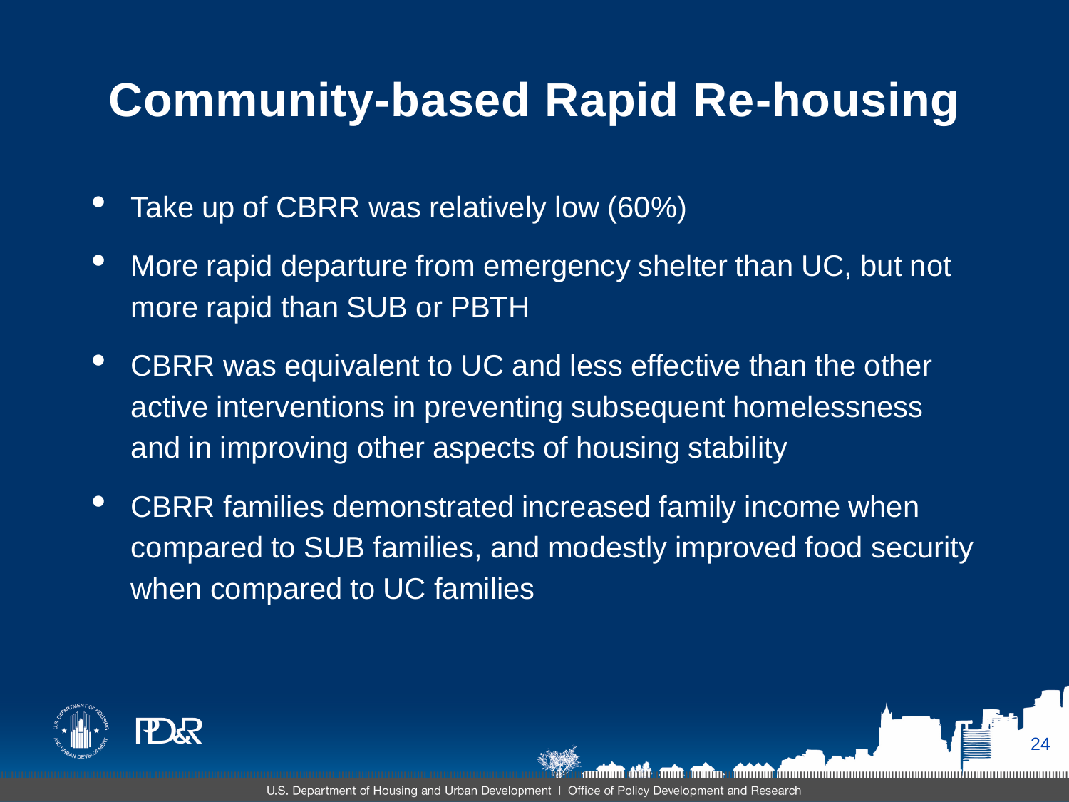# Community-based Rapid Re-housing

- Take up of CBRR was relatively low (60%)
- More rapid departure from emergency shelter than UC, but not more rapid than SUB or PBTH
- CBRR was equivalent to UC and less effective than the other active interventions in preventing subsequent homelessness and in improving other aspects of housing stability
- CBRR families demonstrated increased family income when compared to SUB families, and modestly improved food security when compared to UC families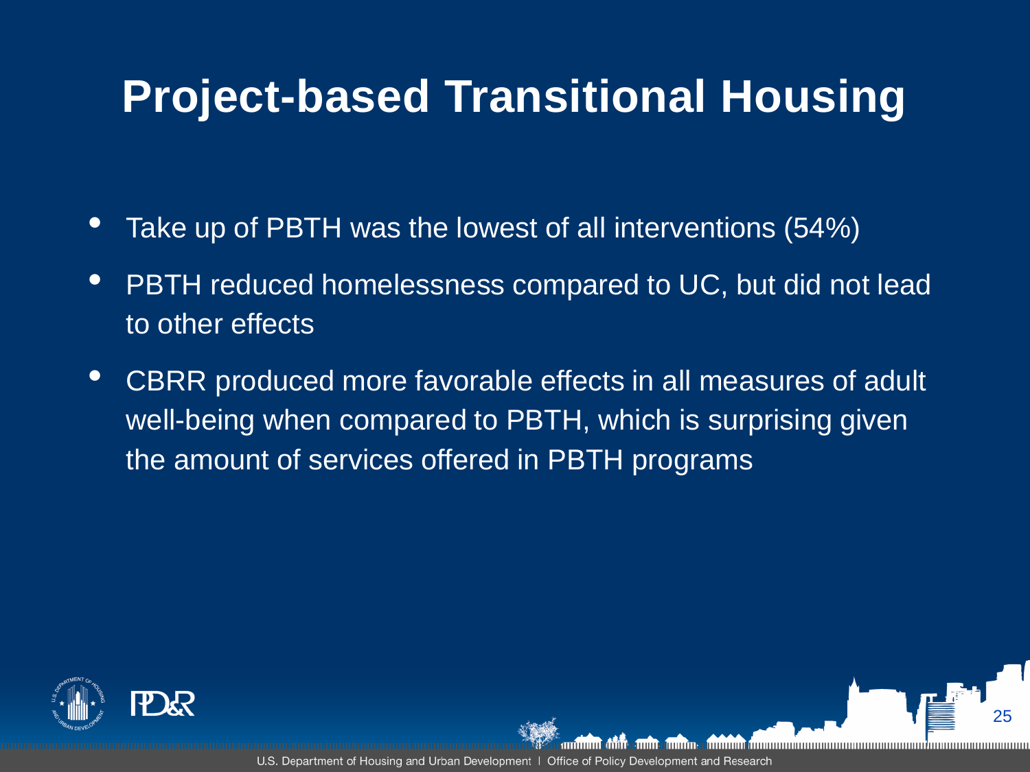# Project-based Transitional Housing

- Take up of PBTH was the lowest of all interventions (54%)
- PBTH reduced homelessness compared to UC, but did not lead to other effects
- CBRR produced more favorable effects in all measures of adult well-being when compared to PBTH, which is surprising given the amount of services offered in PBTH programs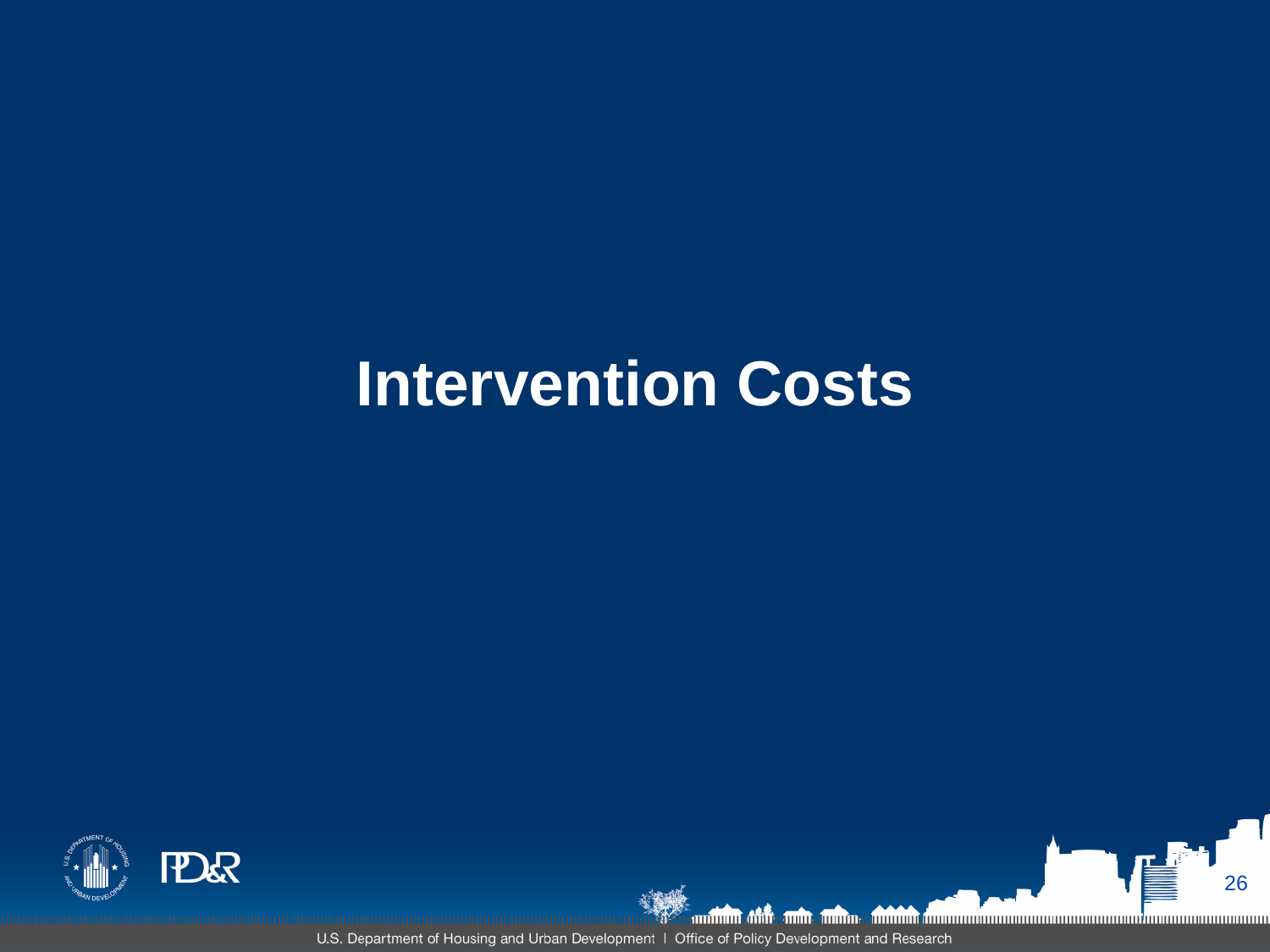# Intervention Costs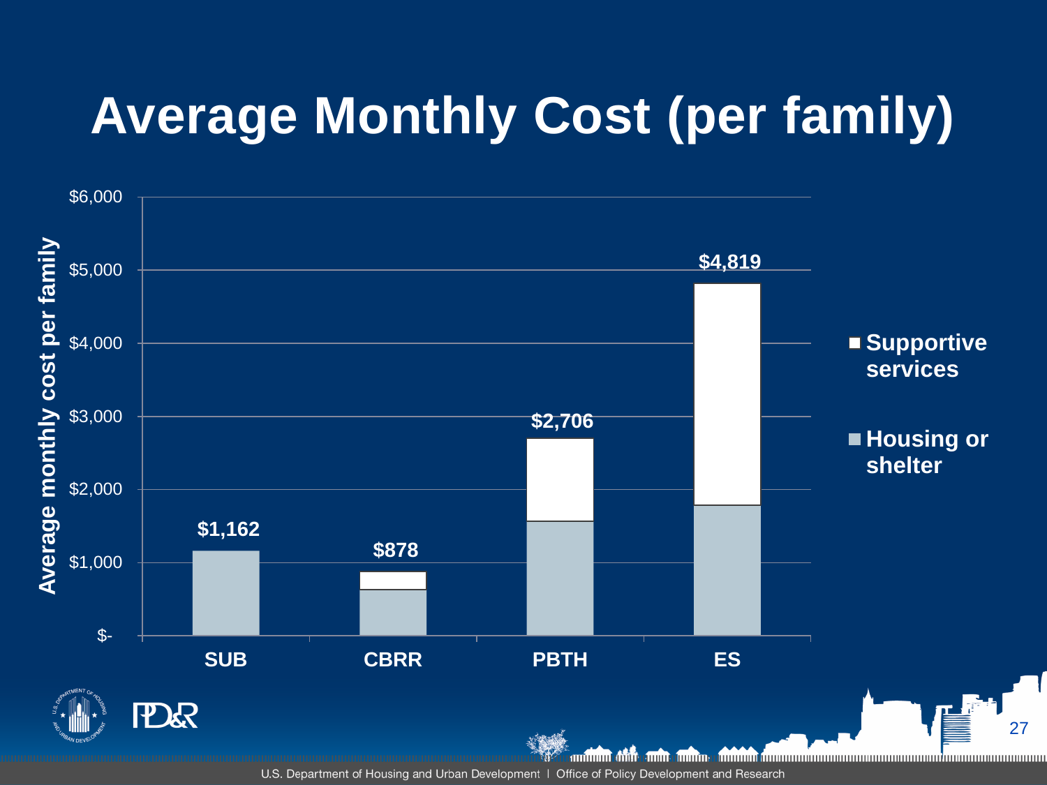# Average Monthly Cost (per family)

Average monthly cost per family

| | SUB | CBRR | PBTH | ES |
|---|---|---|---|---|
| Total | $1,162 | $878 | $2,706 | $4,819 |

Legend: Supportive services; Housing or shelter

Y-axis: $-, $1,000, $2,000, $3,000, $4,000, $5,000, $6,000

U.S. Department of Housing and Urban Development | Office of Policy Development and Research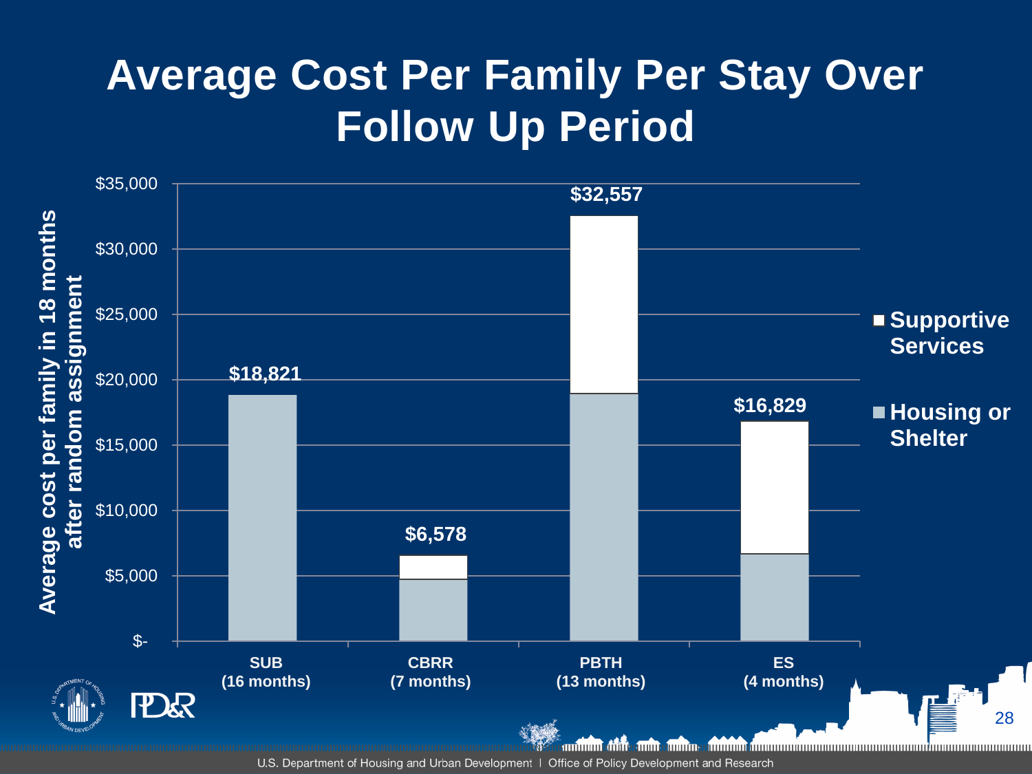# Average Cost Per Family Per Stay Over Follow Up Period

Average cost per family in 18 months after random assignment

| | SUB (16 months) | CBRR (7 months) | PBTH (13 months) | ES (4 months) |
|---|---|---|---|---|
| Total | $18,821 | $6,578 | $32,557 | $16,829 |

Legend: Supportive Services; Housing or Shelter

Y-axis: $-, $5,000, $10,000, $15,000, $20,000, $25,000, $30,000, $35,000

U.S. Department of Housing and Urban Development | Office of Policy Development and Research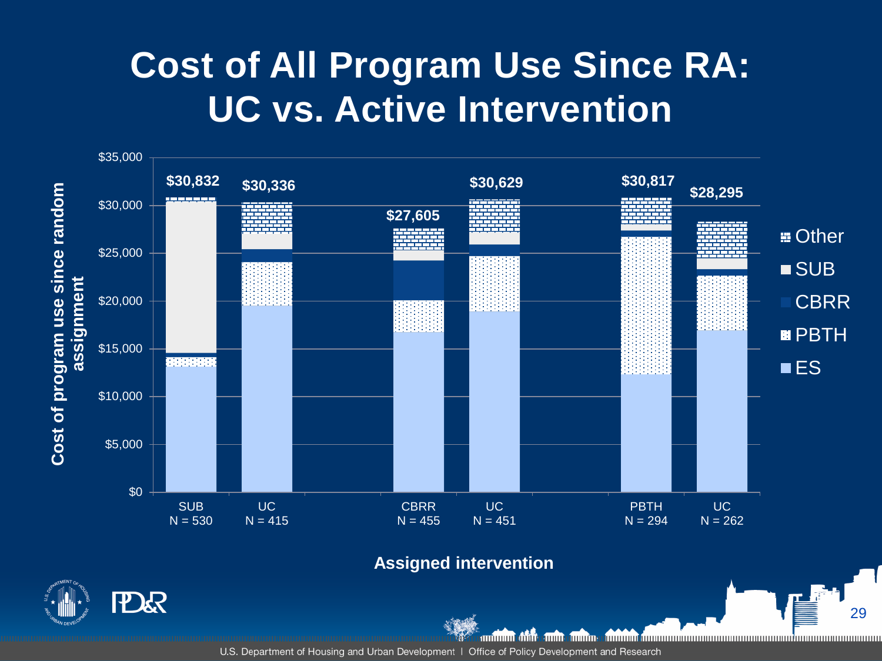# Cost of All Program Use Since RA: UC vs. Active Intervention

| Assigned intervention | Total cost of program use since random assignment |
|---|---|
| SUB (N = 530) | $30,832 |
| UC (N = 415) | $30,336 |
| CBRR (N = 455) | $27,605 |
| UC (N = 451) | $30,629 |
| PBTH (N = 294) | $30,817 |
| UC (N = 262) | $28,295 |

Cost components (legend): Other, SUB, CBRR, PBTH, ES

Y-axis: Cost of program use since random assignment ($0 – $35,000)

X-axis: Assigned intervention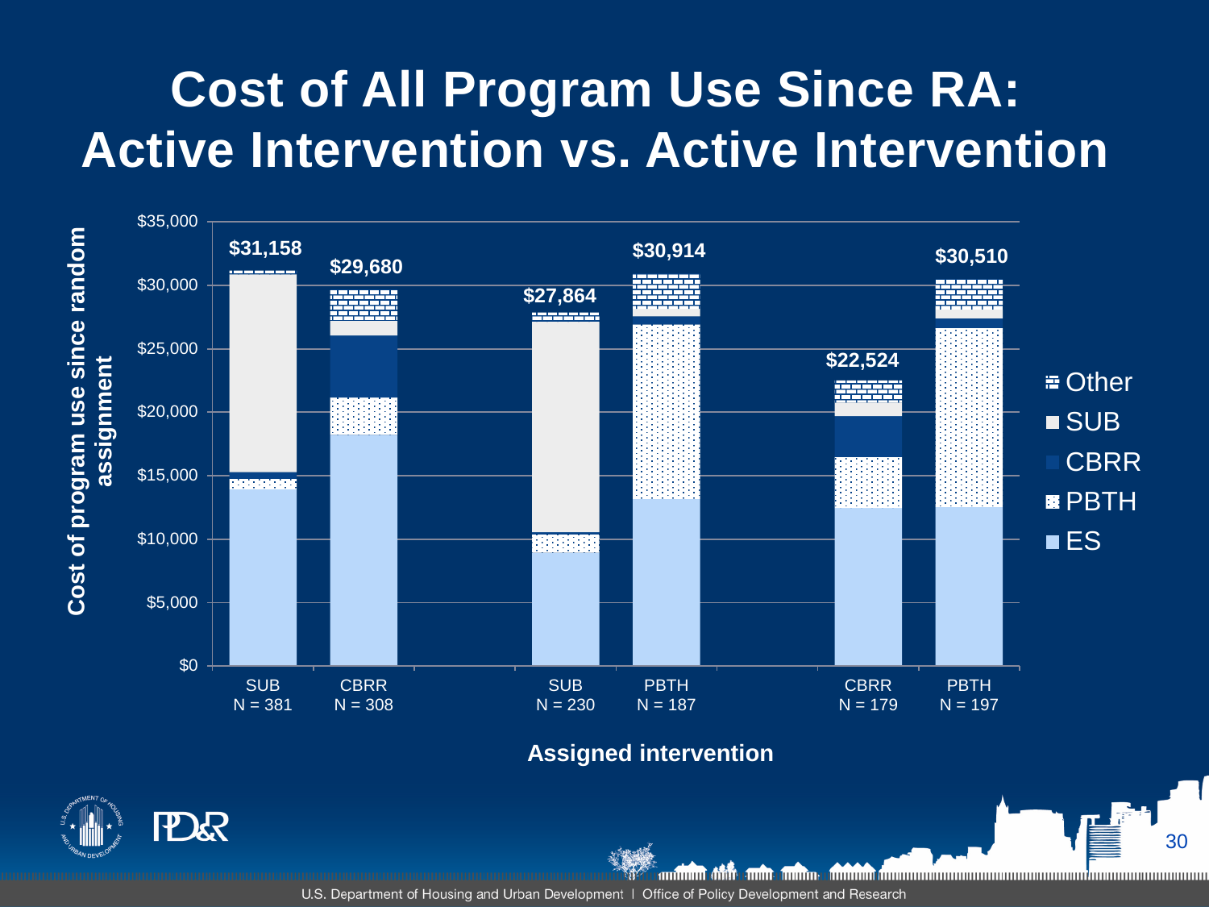# Cost of All Program Use Since RA: Active Intervention vs. Active Intervention

Cost of program use since random assignment

| Assigned intervention | Total |
| --- | --- |
| SUB (N = 381) | $31,158 |
| CBRR (N = 308) | $29,680 |
| SUB (N = 230) | $27,864 |
| PBTH (N = 187) | $30,914 |
| CBRR (N = 179) | $22,524 |
| PBTH (N = 197) | $30,510 |

Legend: Other, SUB, CBRR, PBTH, ES

Assigned intervention

U.S. Department of Housing and Urban Development | Office of Policy Development and Research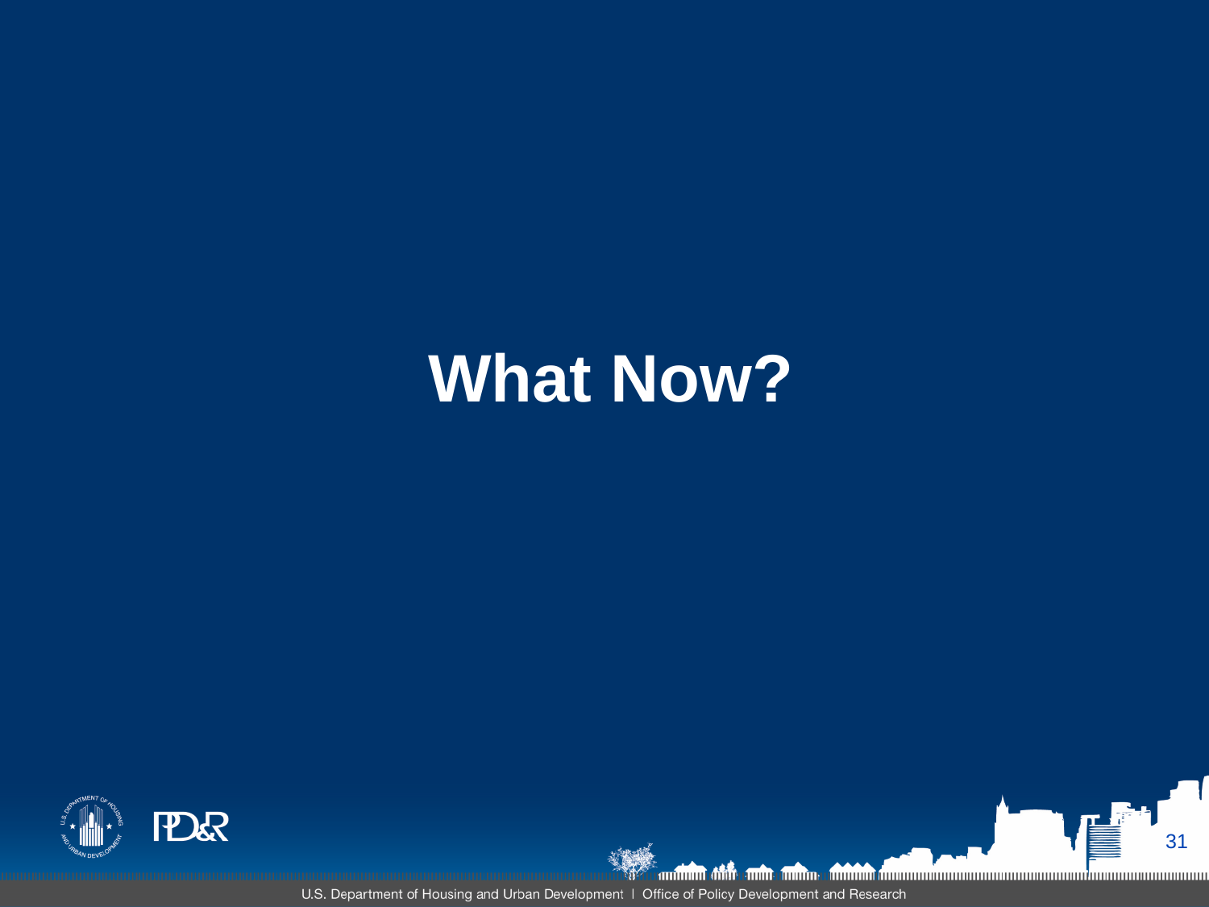# What Now?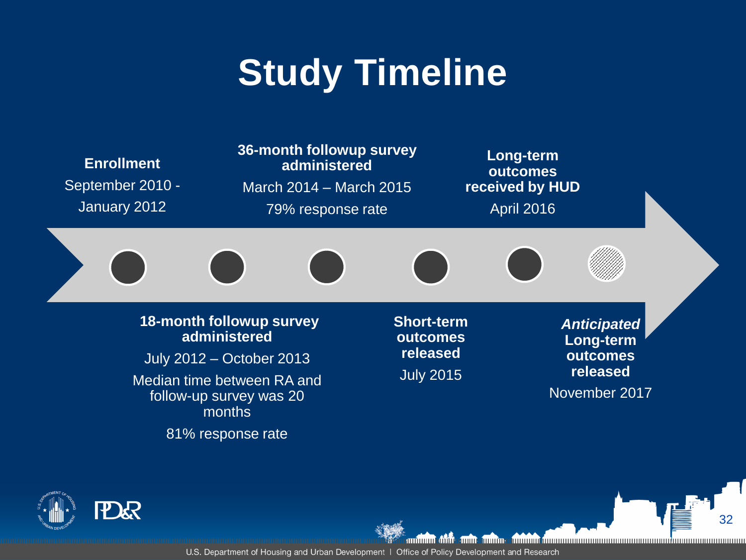# Study Timeline

**Enrollment**

September 2010 - January 2012

**18-month followup survey administered**

July 2012 – October 2013

Median time between RA and follow-up survey was 20 months

81% response rate

**36-month followup survey administered**

March 2014 – March 2015

79% response rate

**Short-term outcomes released**

July 2015

**Long-term outcomes received by HUD**

April 2016

***Anticipated* Long-term outcomes released**

November 2017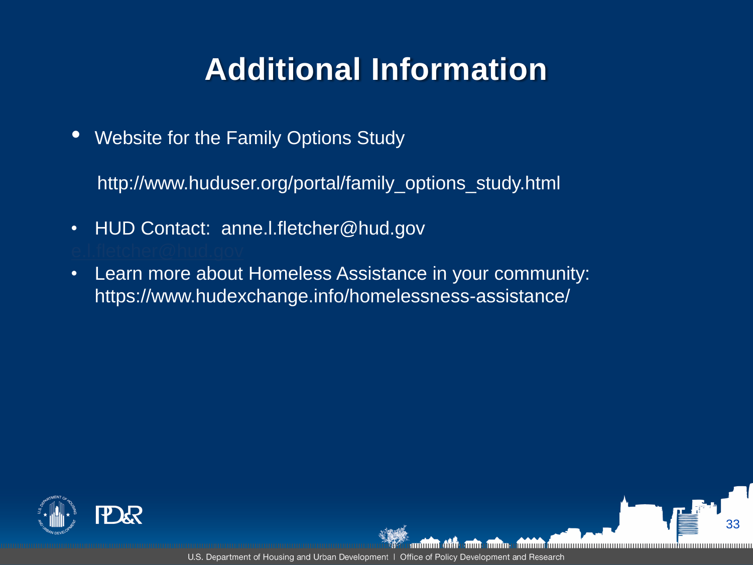# Additional Information

- Website for the Family Options Study

  http://www.huduser.org/portal/family_options_study.html

- HUD Contact: anne.l.fletcher@hud.gov

- Learn more about Homeless Assistance in your community: https://www.hudexchange.info/homelessness-assistance/